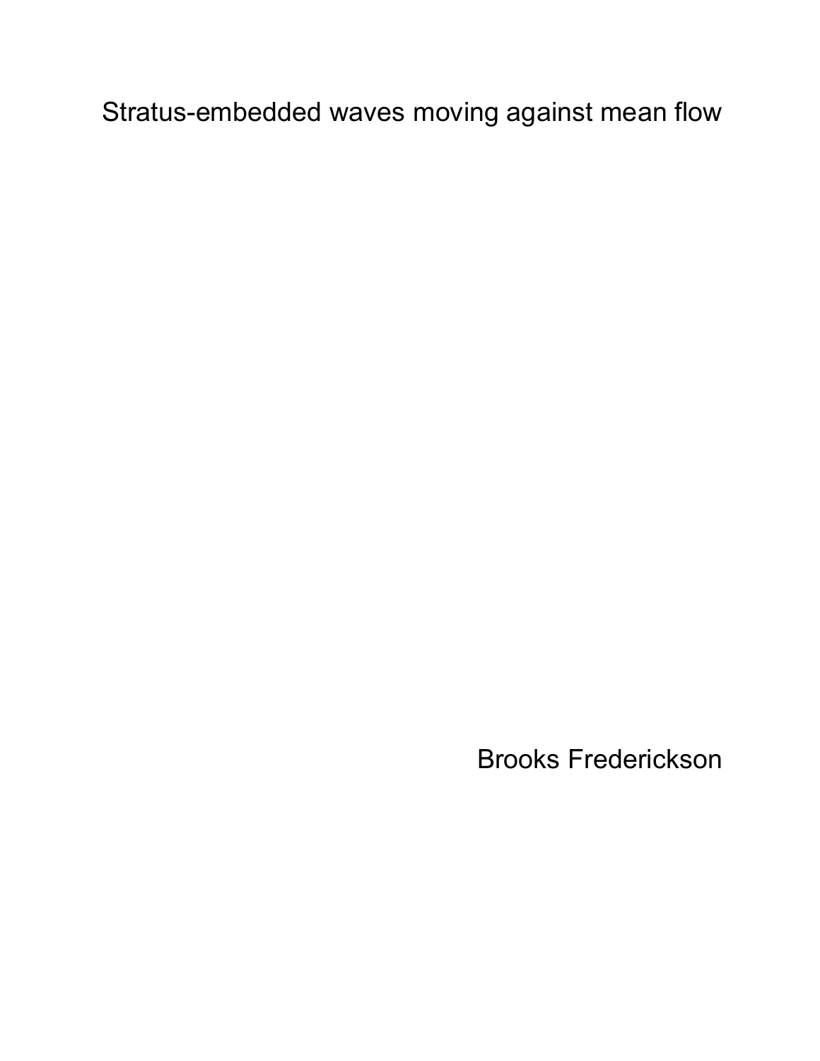# Stratus-embedded waves moving against mean flow

Brooks Frederickson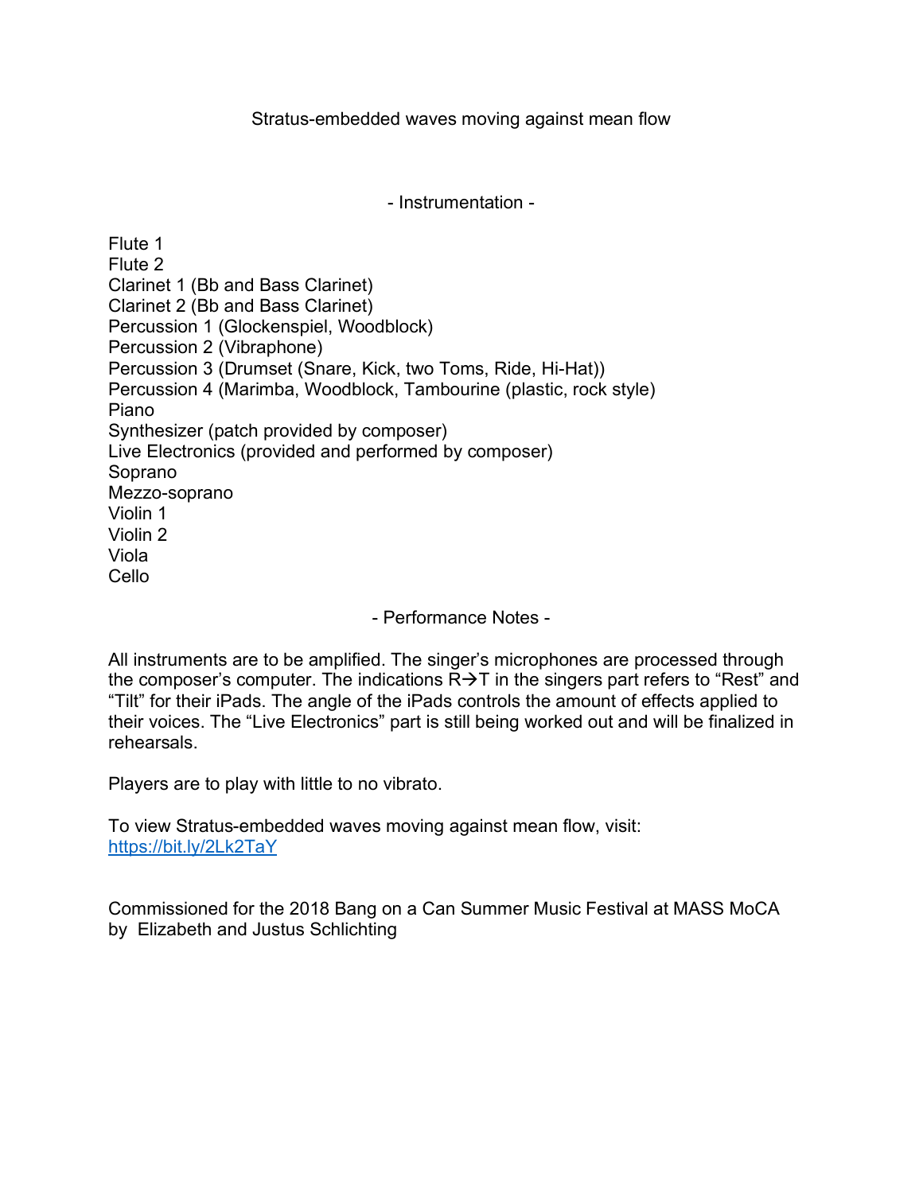# Stratus-embedded waves moving against mean flow

## - Instrumentation -

Flute 1
Flute 2
Clarinet 1 (Bb and Bass Clarinet)
Clarinet 2 (Bb and Bass Clarinet)
Percussion 1 (Glockenspiel, Woodblock)
Percussion 2 (Vibraphone)
Percussion 3 (Drumset (Snare, Kick, two Toms, Ride, Hi-Hat))
Percussion 4 (Marimba, Woodblock, Tambourine (plastic, rock style)
Piano
Synthesizer (patch provided by composer)
Live Electronics (provided and performed by composer)
Soprano
Mezzo-soprano
Violin 1
Violin 2
Viola
Cello

## - Performance Notes -

All instruments are to be amplified. The singer's microphones are processed through the composer's computer. The indications R→T in the singers part refers to "Rest" and "Tilt" for their iPads. The angle of the iPads controls the amount of effects applied to their voices. The "Live Electronics" part is still being worked out and will be finalized in rehearsals.

Players are to play with little to no vibrato.

To view Stratus-embedded waves moving against mean flow, visit:
https://bit.ly/2Lk2TaY

Commissioned for the 2018 Bang on a Can Summer Music Festival at MASS MoCA by Elizabeth and Justus Schlichting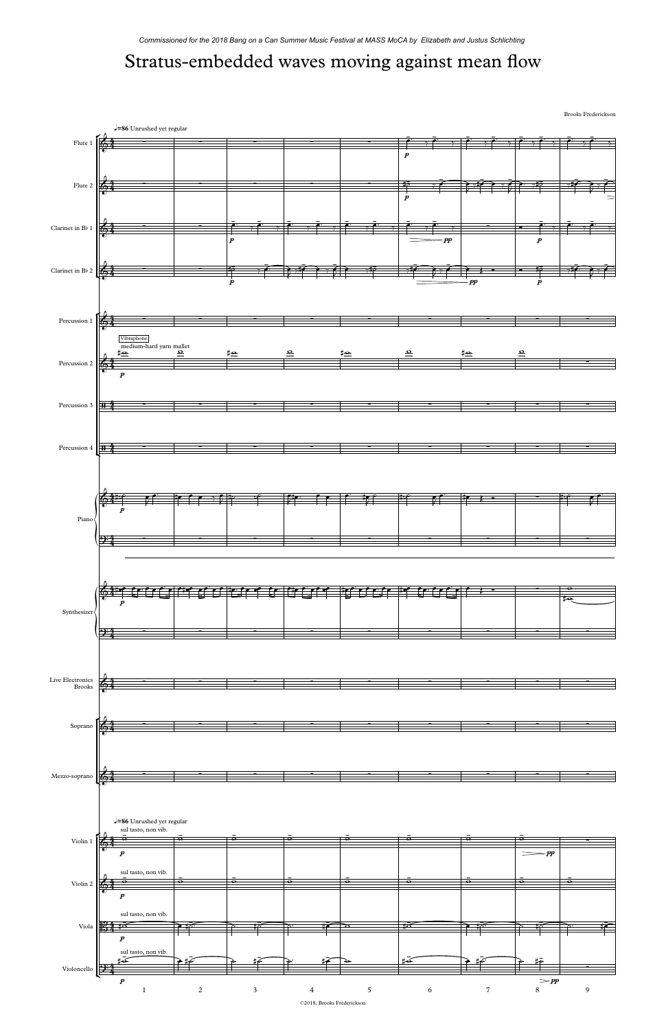*Commissioned for the 2018 Bang on a Can Summer Music Festival at MASS MoCA by Elizabeth and Justus Schlichting*

# Stratus-embedded waves moving against mean flow

Brooks Frederickson

♩=86 Unrushed yet regular

Flute 1

Flute 2

Clarinet in B♭ 1

Clarinet in B♭ 2

Percussion 1

Percussion 2 — Vibraphone, medium-hard yarn mallet

Percussion 3

Percussion 4

Piano

Synthesizer

Live Electronics Brooks

Soprano

Mezzo-soprano

♩=86 Unrushed yet regular

Violin 1 — sul tasto, non vib.

Violin 2 — sul tasto, non vib.

Viola — sul tasto, non vib.

Violoncello — sul tasto, non vib.

©2018, Brooks Frederickson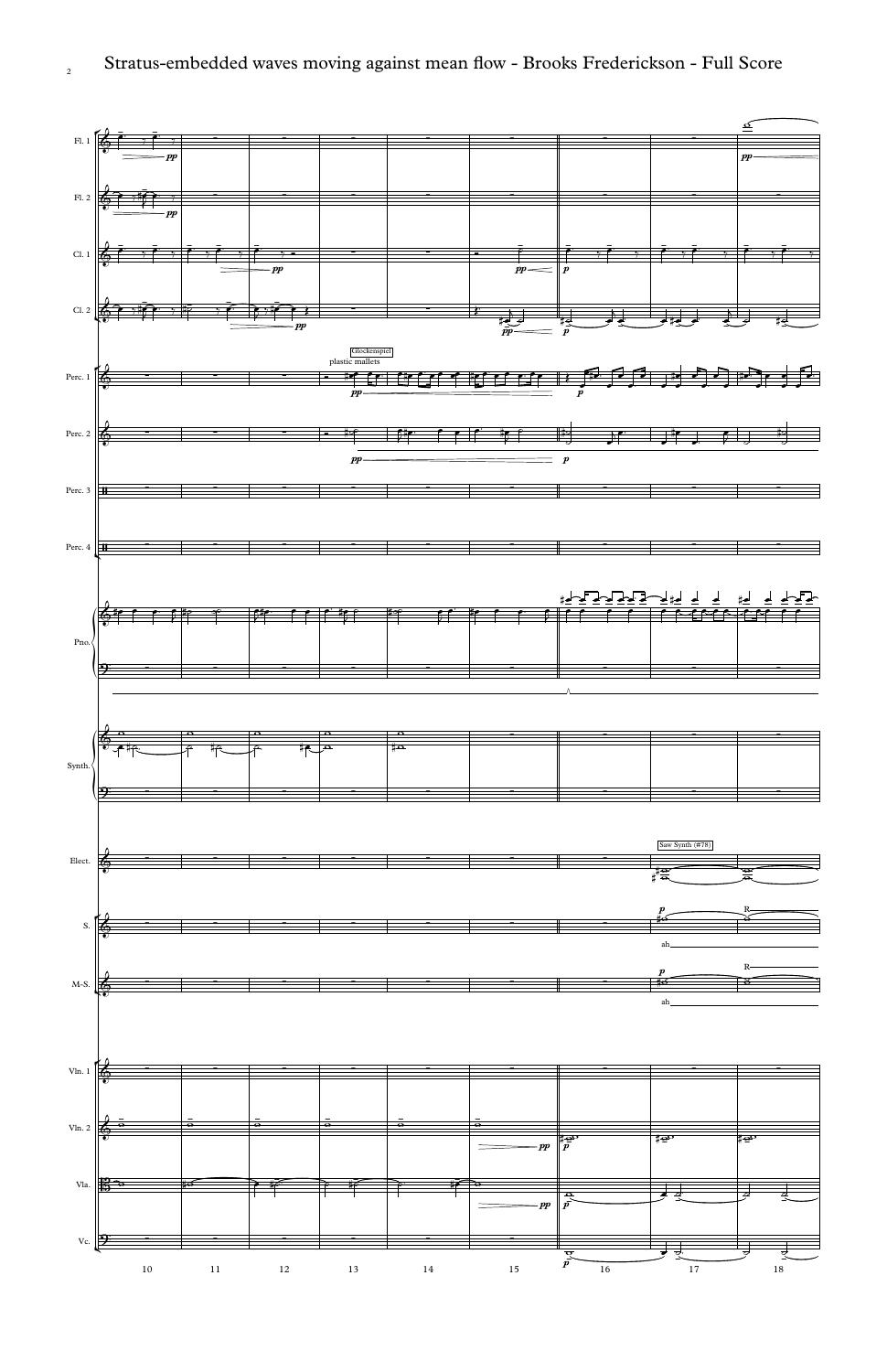Stratus-embedded waves moving against mean flow - Brooks Frederickson - Full Score

Fl. 1
Fl. 2
Cl. 1
Cl. 2
Perc. 1
Perc. 2
Perc. 3
Perc. 4
Pno.
Synth.
Elect.
S.
M-S.
Vln. 1
Vln. 2
Vla.
Vc.

Glockenspiel
plastic mallets

Saw Synth (#78)

ah

R

pp p

10 11 12 13 14 15 16 17 18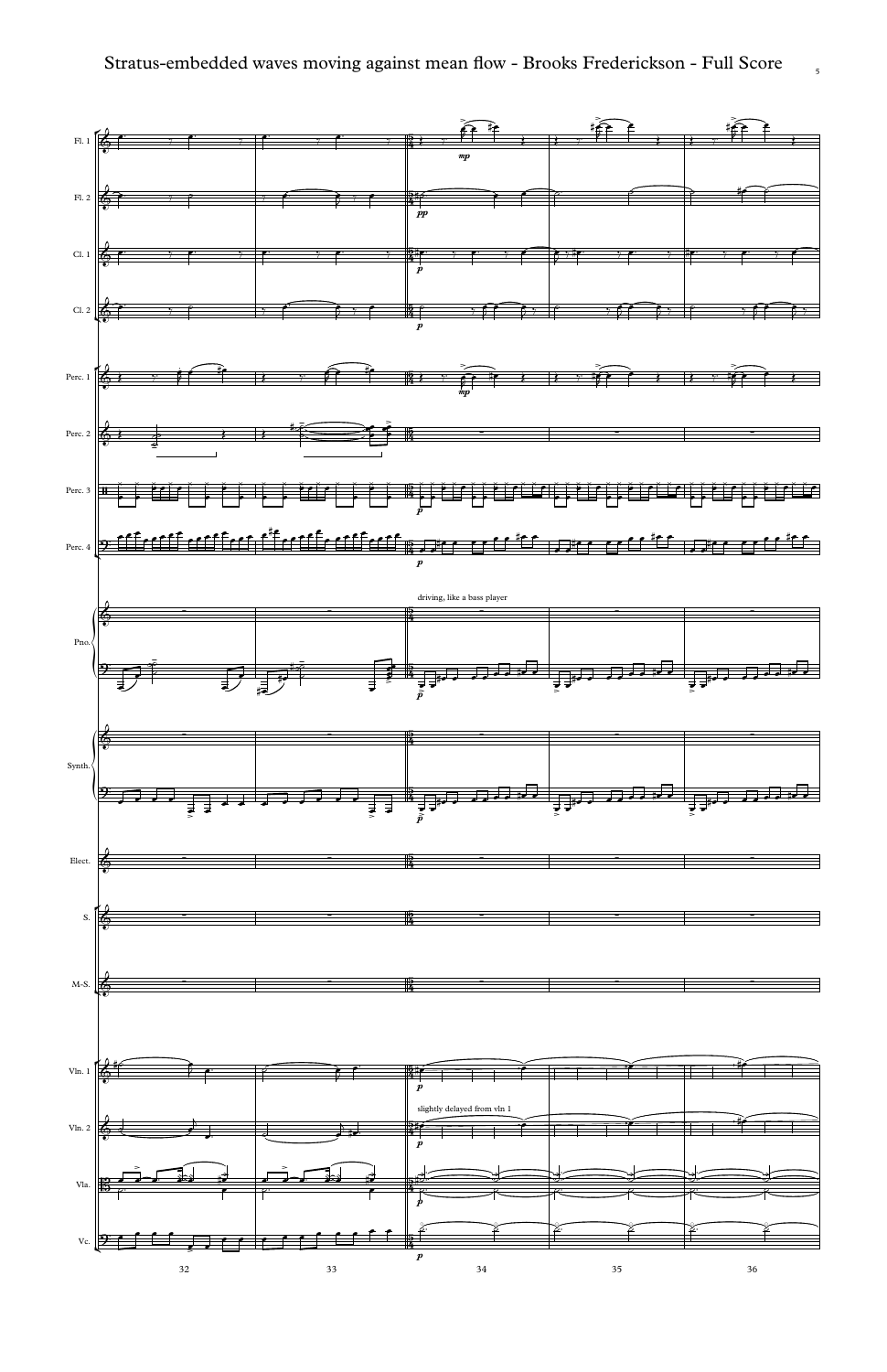Fl. 1

Fl. 2

Cl. 1

Cl. 2

Perc. 1

Perc. 2

Perc. 3

Perc. 4

driving, like a bass player

Pno.

Synth.

Elect.

S.

M-S.

Vln. 1

slightly delayed from vln 1

Vln. 2

Vla.

Vc.

32 33 34 35 36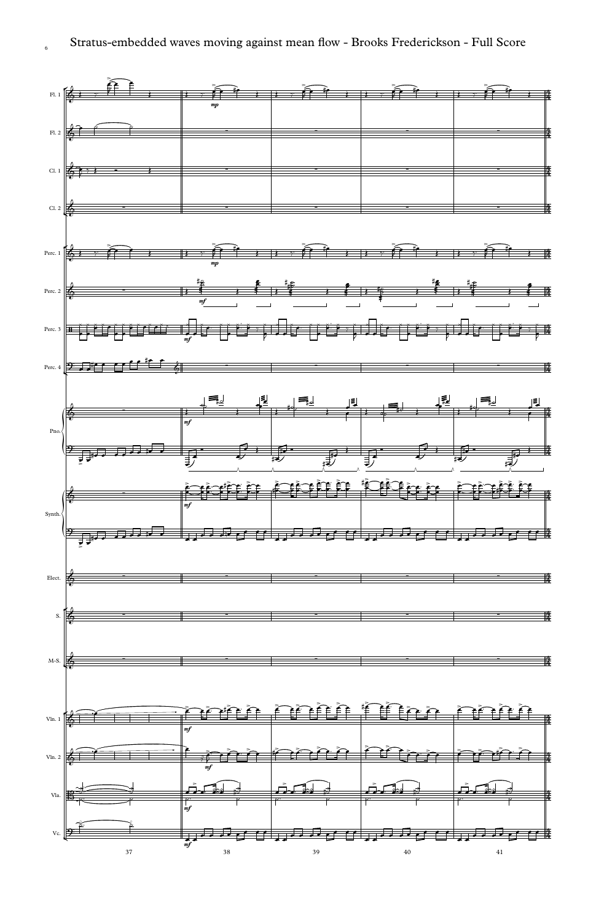Fl. 1

Fl. 2

Cl. 1

Cl. 2

Perc. 1

Perc. 2

Perc. 3

Perc. 4

Pno.

Synth.

Elect.

S.

M-S.

Vln. 1

Vln. 2

Vla.

Vc.

*mp* *mf*

37 38 39 40 41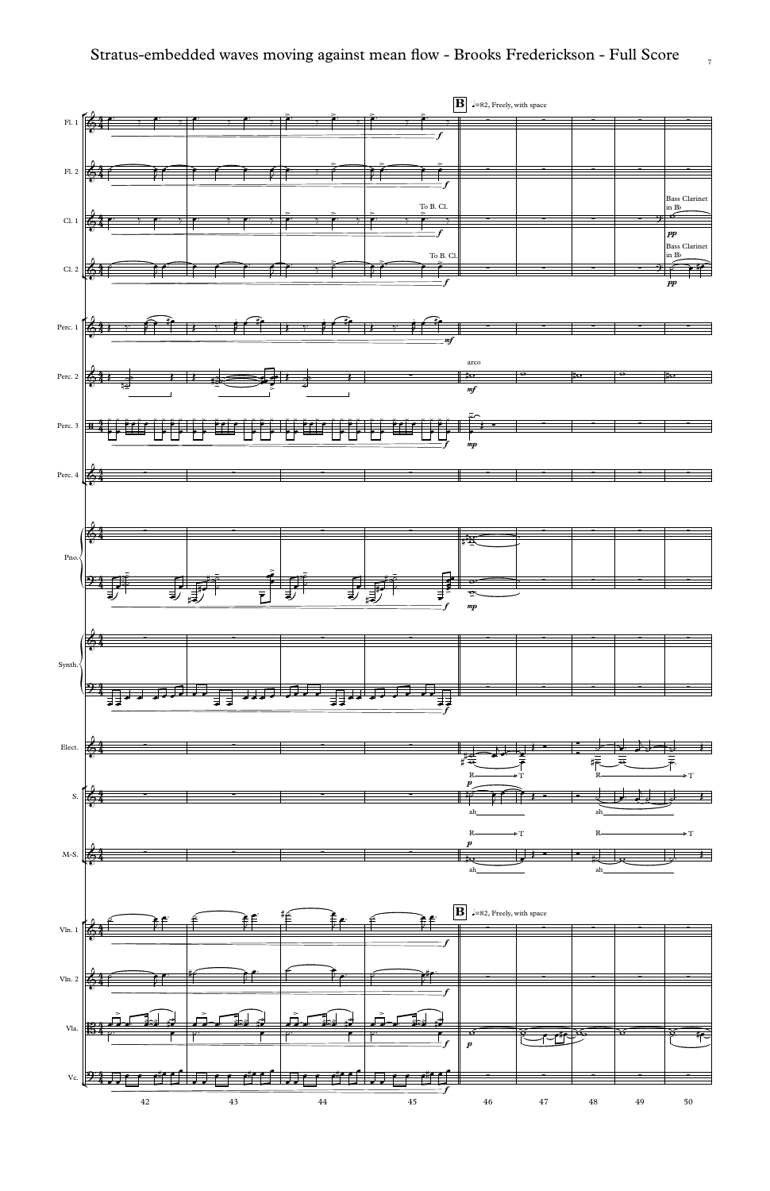Stratus-embedded waves moving against mean flow - Brooks Frederickson - Full Score

**B** ♩=82, Freely, with space

Fl. 1

Fl. 2

Cl. 1 — To B. Cl. — Bass Clarinet in B♭ — *pp*

Cl. 2 — To B. Cl. — Bass Clarinet in B♭ — *pp*

Perc. 1

Perc. 2 — arco — *mf*

Perc. 3 — *mp*

Perc. 4

Pno. — *mp*

Synth.

Elect. — R → T — *p*

S. — ah — R → T

M-S. — R → T — *p* — ah — R → T

**B** ♩=82, Freely, with space

Vln. 1

Vln. 2

Vla. — *p*

Vc.

42 43 44 45 46 47 48 49 50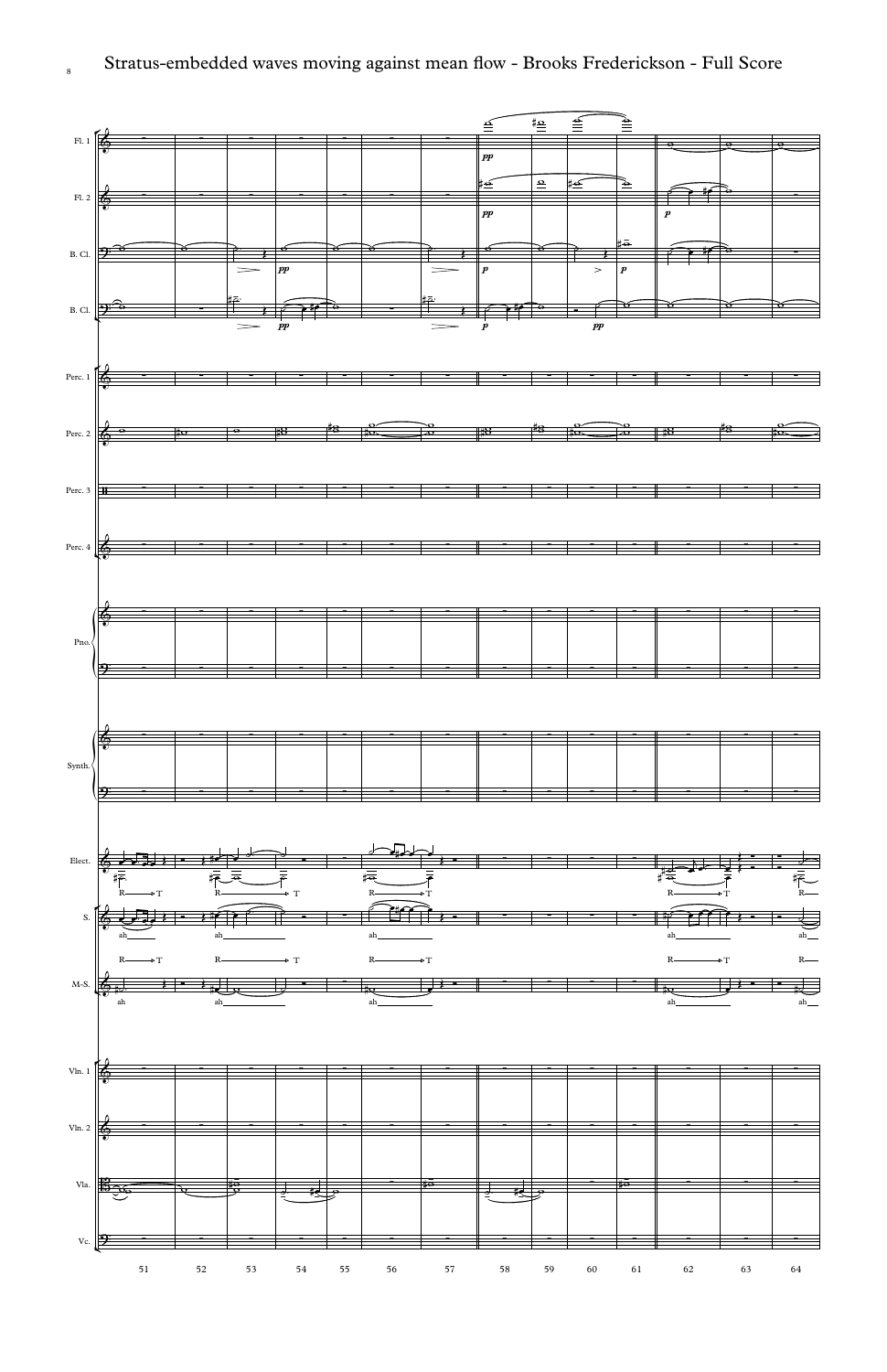# Stratus-embedded waves moving against mean flow - Brooks Frederickson - Full Score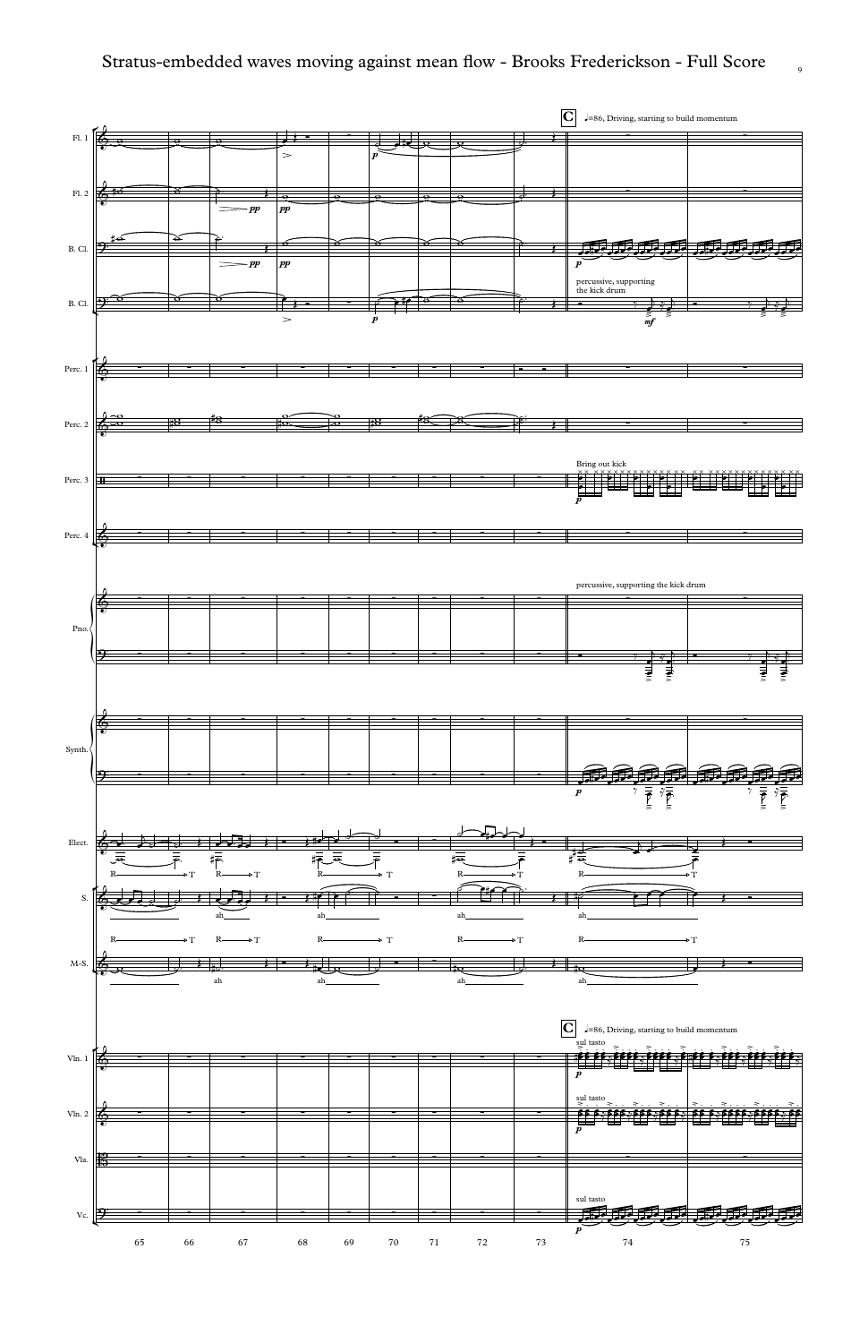**C** ♩=86, Driving, starting to build momentum

Fl. 1
Fl. 2
B. Cl.
B. Cl.

percussive, supporting the kick drum

Perc. 1
Perc. 2
Perc. 3

Bring out kick

Perc. 4

Pno.

percussive, supporting the kick drum

Synth.

Elect.

S.

ah

M-S.

ah

**C** ♩=86, Driving, starting to build momentum

Vln. 1

sul tasto

Vln. 2

sul tasto

Vla.

Vc.

sul tasto

65 66 67 68 69 70 71 72 73 74 75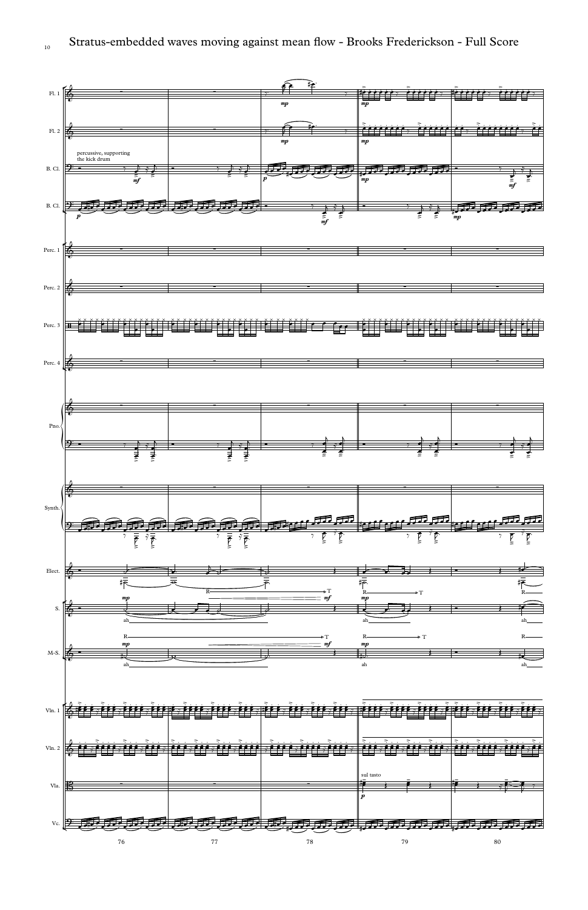Stratus-embedded waves moving against mean flow - Brooks Frederickson - Full Score

Fl. 1

Fl. 2

percussive, supporting the kick drum

B. Cl.

B. Cl.

Perc. 1

Perc. 2

Perc. 3

Perc. 4

Pno.

Synth.

Elect.

S.

ah

M-S.

ah

Vln. 1

Vln. 2

sul tasto

Vla.

Vc.

76 77 78 79 80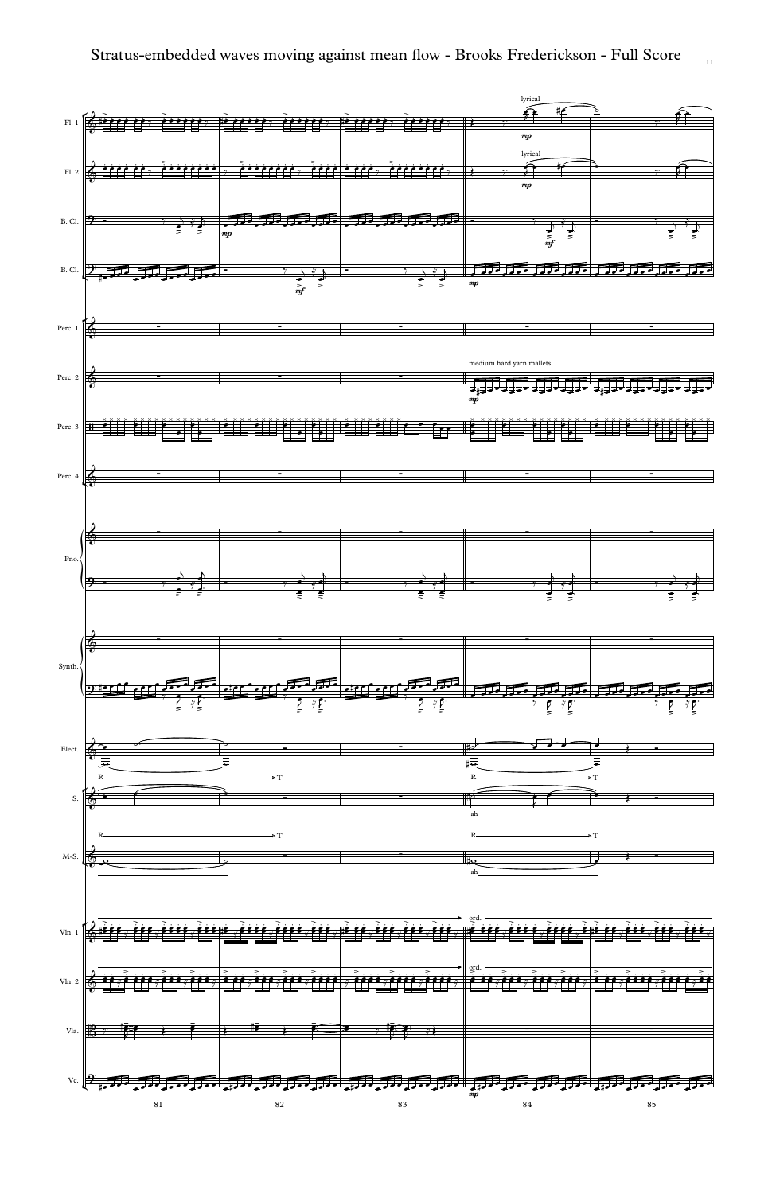Stratus-embedded waves moving against mean flow - Brooks Frederickson - Full Score

Fl. 1

Fl. 2

B. Cl.

B. Cl.

Perc. 1

Perc. 2

Perc. 3

Perc. 4

Pno.

Synth.

Elect.

S.

M-S.

Vln. 1

Vln. 2

Vla.

Vc.

lyrical

*mp*

lyrical

*mp*

*mp*

*mf*

*mf*

*mp*

medium hard yarn mallets

*mp*

R — T

R — T

R — T

ah

R — T

ah

ord.

ord.

*mp*

81 82 83 84 85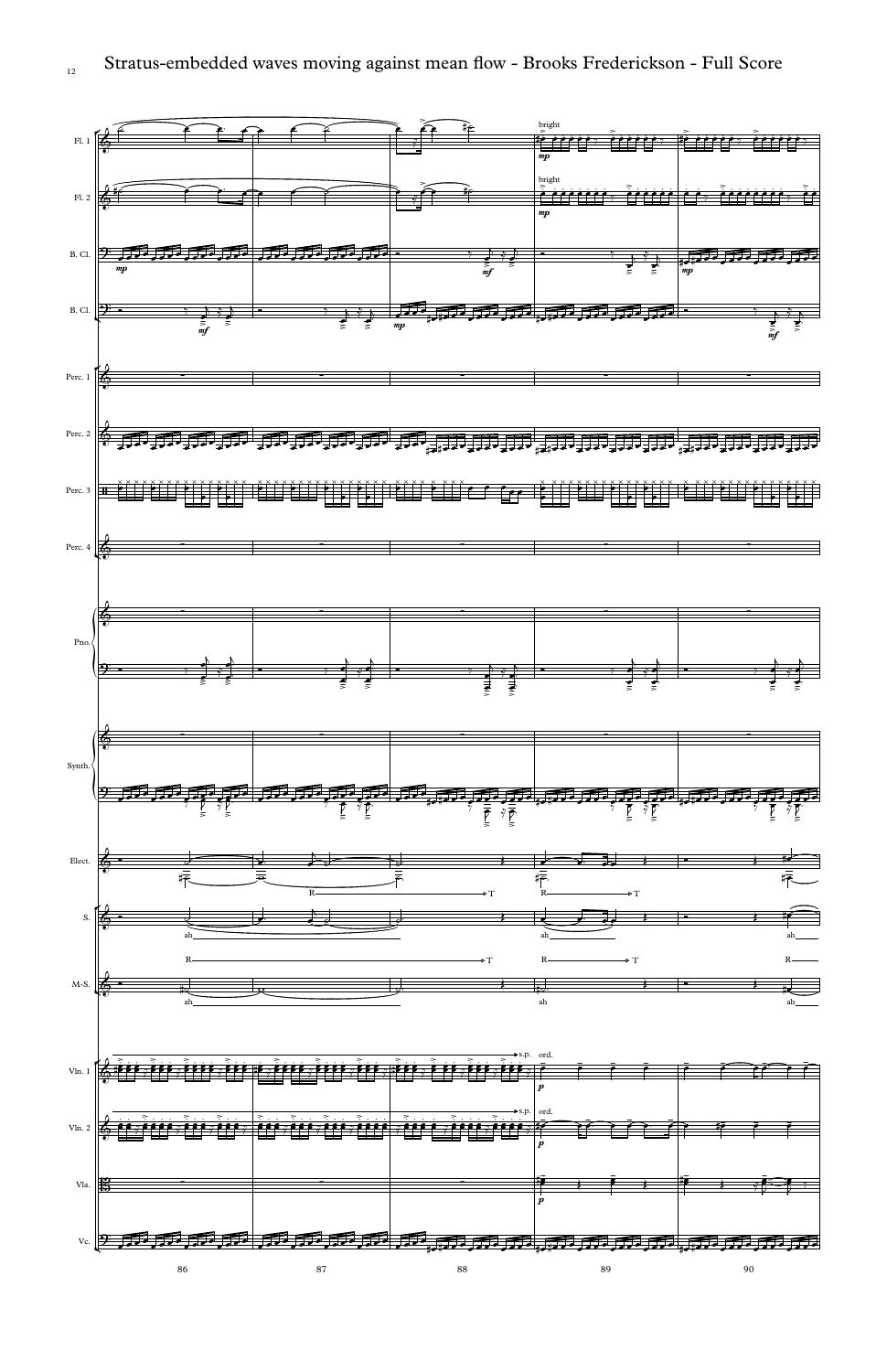Fl. 1 — bright, *mp*

Fl. 2 — bright, *mp*

B. Cl. — *mp*, *mf*, *mp*

B. Cl. — *mf*, *mp*, *mf*

Perc. 1

Perc. 2

Perc. 3

Perc. 4

Pno.

Synth.

Elect. — R → T, R → T

S. — ah, ah, ah

R → T, R → T, R

M-S. — ah, ah, ah

Vln. 1 — s.p., ord., *p*

Vln. 2 — s.p., ord., *p*

Vla. — *p*

Vc.

86 87 88 89 90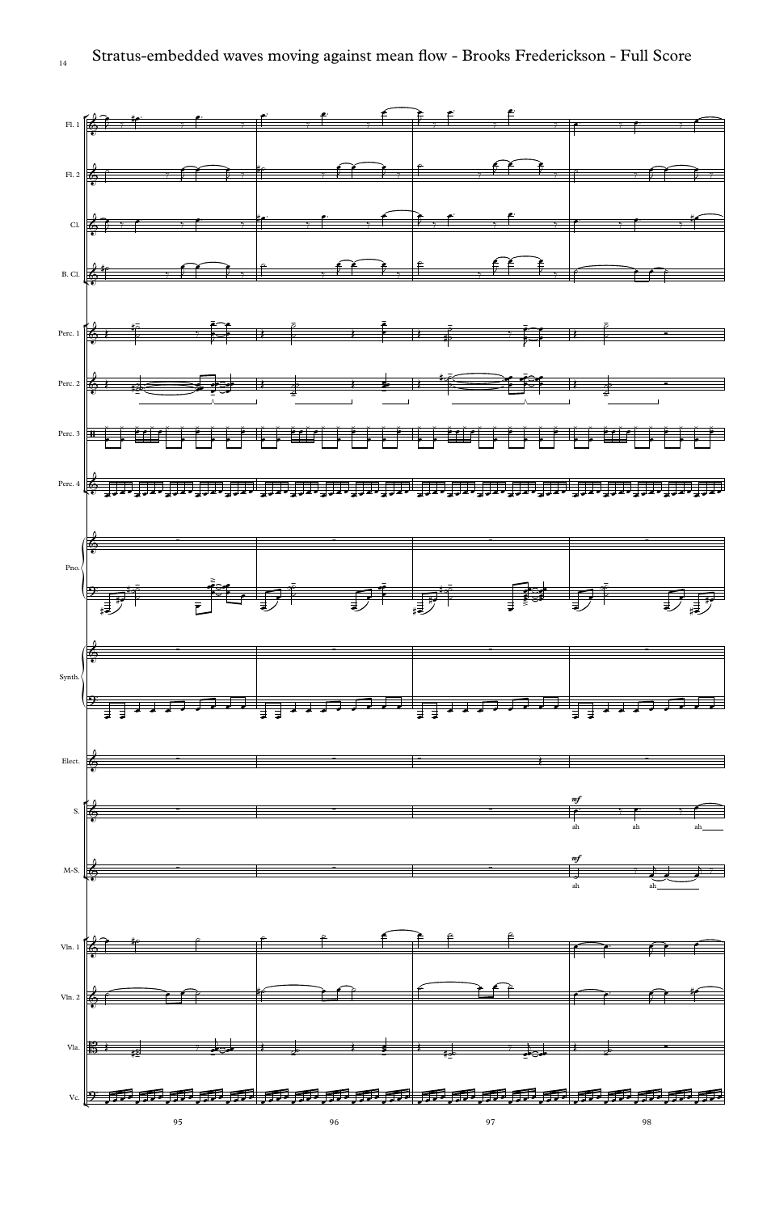Fl. 1

Fl. 2

Cl.

B. Cl.

Perc. 1

Perc. 2

Perc. 3

Perc. 4

Pno.

Synth.

Elect.

S.

*mf*

ah ah ah

M-S.

*mf*

ah ah

Vln. 1

Vln. 2

Vla.

Vc.

95 96 97 98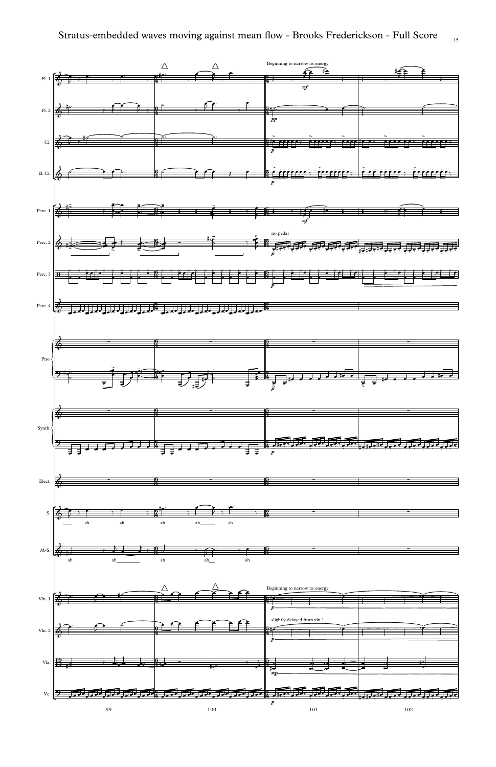Stratus-embedded waves moving against mean flow - Brooks Frederickson - Full Score

Beginning to narrow its energy

no pedal

Beginning to narrow its energy

slightly delayed from vln 1

ah ah ah ah ah

ah ah ah ah ah

Fl. 1

Fl. 2

Cl.

B. Cl.

Perc. 1

Perc. 2

Perc. 3

Perc. 4

Pno.

Synth.

Elect.

S.

M-S.

Vln. 1

Vln. 2

Vla.

Vc.

99 100 101 102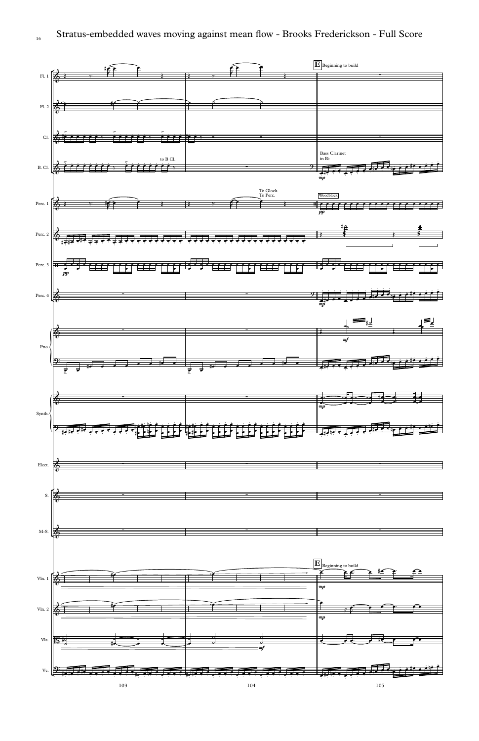**E** Beginning to build

Fl. 1

Fl. 2

Cl.

B. Cl. — to B Cl. — Bass Clarinet in B♭ — *mp*

Perc. 1 — To Glock. To Perc. — Woodblock — *pp*

Perc. 2

Perc. 3 — *pp*

Perc. 4 — *mp*

Pno. — *mf*

Synth. — *mp*

Elect.

S.

M-S.

**E** Beginning to build

Vln. 1 — *mp*

Vln. 2 — *mp*

Vla. — *mf*

Vc.

103 104 105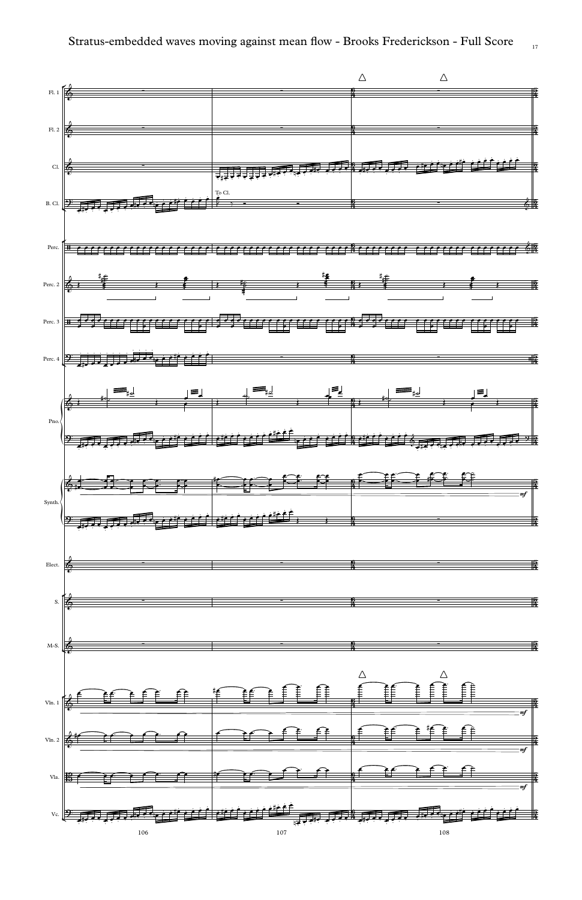Fl. 1

Fl. 2

Cl.

B. Cl.

To Cl.

Perc.

Perc. 2

Perc. 3

Perc. 4

Pno.

Synth.

*mf*

Elect.

S.

M-S.

Vln. 1

*mf*

Vln. 2

*mf*

Vla.

*mf*

Vc.

106

107

108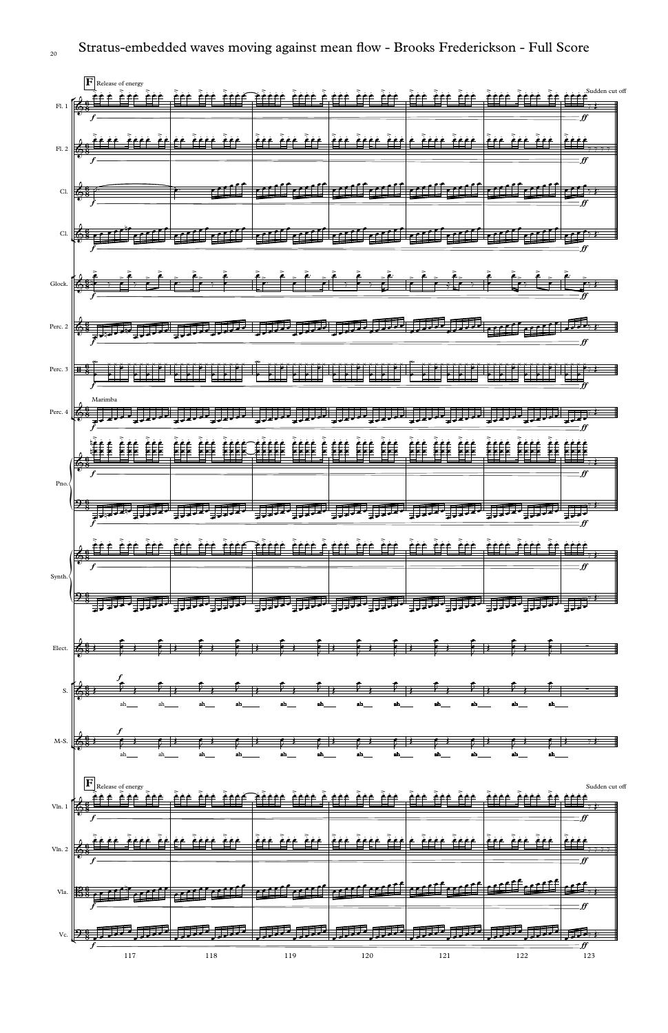F Release of energy

Sudden cut off

Fl. 1

Fl. 2

Cl.

Cl.

Glock.

Perc. 2

Perc. 3

Marimba

Perc. 4

Pno.

Synth.

Elect.

S.

ah ah ah ah ah ah ah ah ah ah ah ah

M-S.

ah ah ah ah ah ah ah ah ah ah ah ah

F Release of energy

Sudden cut off

Vln. 1

Vln. 2

Vla.

Vc.

117 118 119 120 121 122 123